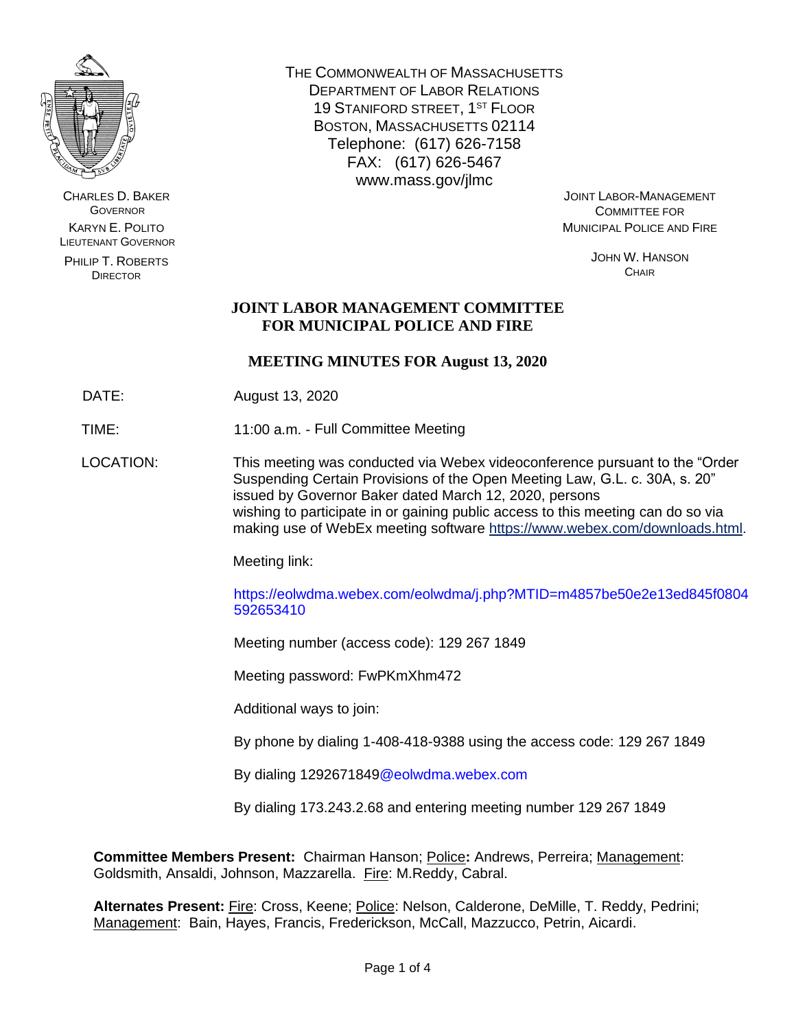CHARLES D. BAKER
GOVERNOR

KARYN E. POLITO
LIEUTENANT GOVERNOR

PHILIP T. ROBERTS
DIRECTOR

THE COMMONWEALTH OF MASSACHUSETTS
DEPARTMENT OF LABOR RELATIONS
19 STANIFORD STREET, 1ST FLOOR
BOSTON, MASSACHUSETTS 02114
Telephone: (617) 626-7158
FAX: (617) 626-5467
www.mass.gov/jlmc

JOINT LABOR-MANAGEMENT
COMMITTEE FOR
MUNICIPAL POLICE AND FIRE

JOHN W. HANSON
CHAIR

# JOINT LABOR MANAGEMENT COMMITTEE FOR MUNICIPAL POLICE AND FIRE

## MEETING MINUTES FOR August 13, 2020

DATE: August 13, 2020

TIME: 11:00 a.m. - Full Committee Meeting

LOCATION: This meeting was conducted via Webex videoconference pursuant to the "Order Suspending Certain Provisions of the Open Meeting Law, G.L. c. 30A, s. 20" issued by Governor Baker dated March 12, 2020, persons wishing to participate in or gaining public access to this meeting can do so via making use of WebEx meeting software https://www.webex.com/downloads.html.

Meeting link:

https://eolwdma.webex.com/eolwdma/j.php?MTID=m4857be50e2e13ed845f0804592653410

Meeting number (access code): 129 267 1849

Meeting password: FwPKmXhm472

Additional ways to join:

By phone by dialing 1-408-418-9388 using the access code: 129 267 1849

By dialing 1292671849@eolwdma.webex.com

By dialing 173.243.2.68 and entering meeting number 129 267 1849

**Committee Members Present:** Chairman Hanson; Police**:** Andrews, Perreira; Management: Goldsmith, Ansaldi, Johnson, Mazzarella. Fire: M.Reddy, Cabral.

**Alternates Present:** Fire: Cross, Keene; Police: Nelson, Calderone, DeMille, T. Reddy, Pedrini; Management: Bain, Hayes, Francis, Frederickson, McCall, Mazzucco, Petrin, Aicardi.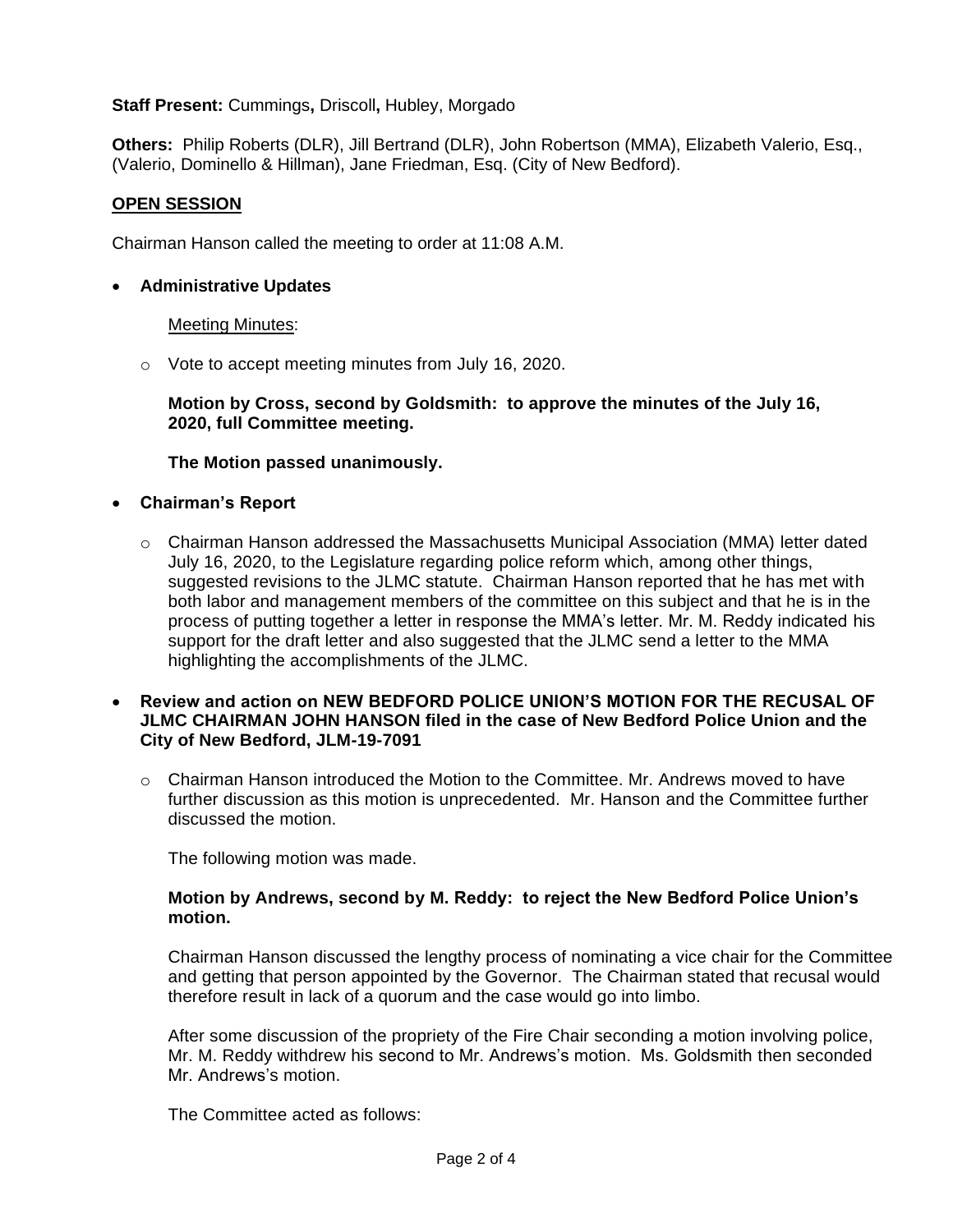**Staff Present:** Cummings**,** Driscoll**,** Hubley, Morgado

**Others:** Philip Roberts (DLR), Jill Bertrand (DLR), John Robertson (MMA), Elizabeth Valerio, Esq., (Valerio, Dominello & Hillman), Jane Friedman, Esq. (City of New Bedford).

**OPEN SESSION**

Chairman Hanson called the meeting to order at 11:08 A.M.

- **Administrative Updates**

  Meeting Minutes:

  - Vote to accept meeting minutes from July 16, 2020.

    **Motion by Cross, second by Goldsmith: to approve the minutes of the July 16, 2020, full Committee meeting.**

    **The Motion passed unanimously.**

- **Chairman's Report**

  - Chairman Hanson addressed the Massachusetts Municipal Association (MMA) letter dated July 16, 2020, to the Legislature regarding police reform which, among other things, suggested revisions to the JLMC statute. Chairman Hanson reported that he has met with both labor and management members of the committee on this subject and that he is in the process of putting together a letter in response the MMA's letter. Mr. M. Reddy indicated his support for the draft letter and also suggested that the JLMC send a letter to the MMA highlighting the accomplishments of the JLMC.

- **Review and action on NEW BEDFORD POLICE UNION'S MOTION FOR THE RECUSAL OF JLMC CHAIRMAN JOHN HANSON filed in the case of New Bedford Police Union and the City of New Bedford, JLM-19-7091**

  - Chairman Hanson introduced the Motion to the Committee. Mr. Andrews moved to have further discussion as this motion is unprecedented. Mr. Hanson and the Committee further discussed the motion.

    The following motion was made.

    **Motion by Andrews, second by M. Reddy: to reject the New Bedford Police Union's motion.**

    Chairman Hanson discussed the lengthy process of nominating a vice chair for the Committee and getting that person appointed by the Governor. The Chairman stated that recusal would therefore result in lack of a quorum and the case would go into limbo.

    After some discussion of the propriety of the Fire Chair seconding a motion involving police, Mr. M. Reddy withdrew his second to Mr. Andrews's motion. Ms. Goldsmith then seconded Mr. Andrews's motion.

    The Committee acted as follows: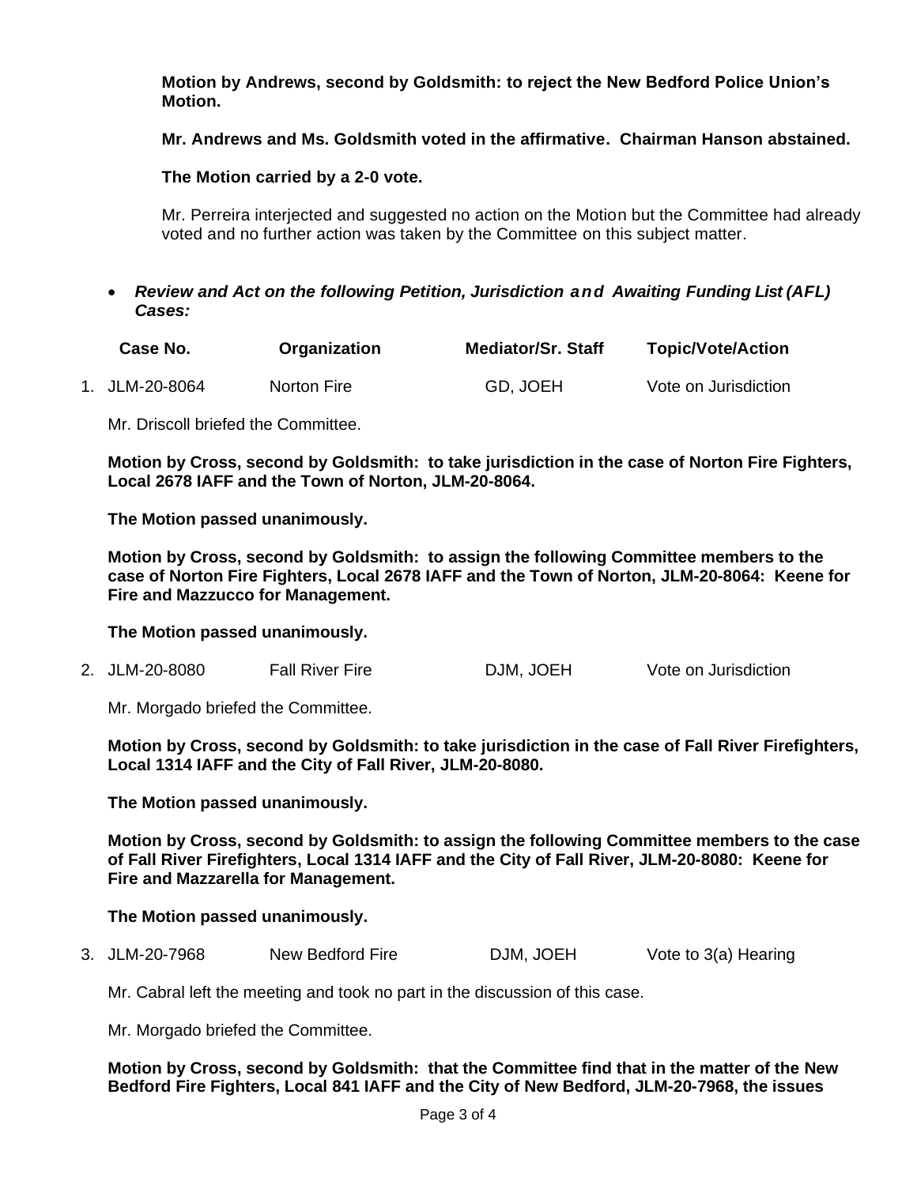**Motion by Andrews, second by Goldsmith: to reject the New Bedford Police Union's Motion.**

**Mr. Andrews and Ms. Goldsmith voted in the affirmative. Chairman Hanson abstained.**

**The Motion carried by a 2-0 vote.**

Mr. Perreira interjected and suggested no action on the Motion but the Committee had already voted and no further action was taken by the Committee on this subject matter.

- ***Review and Act on the following Petition, Jurisdiction and Awaiting Funding List (AFL) Cases:***

| Case No. | Organization | Mediator/Sr. Staff | Topic/Vote/Action |
|---|---|---|---|
| 1. JLM-20-8064 | Norton Fire | GD, JOEH | Vote on Jurisdiction |

Mr. Driscoll briefed the Committee.

**Motion by Cross, second by Goldsmith: to take jurisdiction in the case of Norton Fire Fighters, Local 2678 IAFF and the Town of Norton, JLM-20-8064.**

**The Motion passed unanimously.**

**Motion by Cross, second by Goldsmith: to assign the following Committee members to the case of Norton Fire Fighters, Local 2678 IAFF and the Town of Norton, JLM-20-8064: Keene for Fire and Mazzucco for Management.**

**The Motion passed unanimously.**

| Case No. | Organization | Mediator/Sr. Staff | Topic/Vote/Action |
|---|---|---|---|
| 2. JLM-20-8080 | Fall River Fire | DJM, JOEH | Vote on Jurisdiction |

Mr. Morgado briefed the Committee.

**Motion by Cross, second by Goldsmith: to take jurisdiction in the case of Fall River Firefighters, Local 1314 IAFF and the City of Fall River, JLM-20-8080.**

**The Motion passed unanimously.**

**Motion by Cross, second by Goldsmith: to assign the following Committee members to the case of Fall River Firefighters, Local 1314 IAFF and the City of Fall River, JLM-20-8080: Keene for Fire and Mazzarella for Management.**

**The Motion passed unanimously.**

| Case No. | Organization | Mediator/Sr. Staff | Topic/Vote/Action |
|---|---|---|---|
| 3. JLM-20-7968 | New Bedford Fire | DJM, JOEH | Vote to 3(a) Hearing |

Mr. Cabral left the meeting and took no part in the discussion of this case.

Mr. Morgado briefed the Committee.

**Motion by Cross, second by Goldsmith: that the Committee find that in the matter of the New Bedford Fire Fighters, Local 841 IAFF and the City of New Bedford, JLM-20-7968, the issues**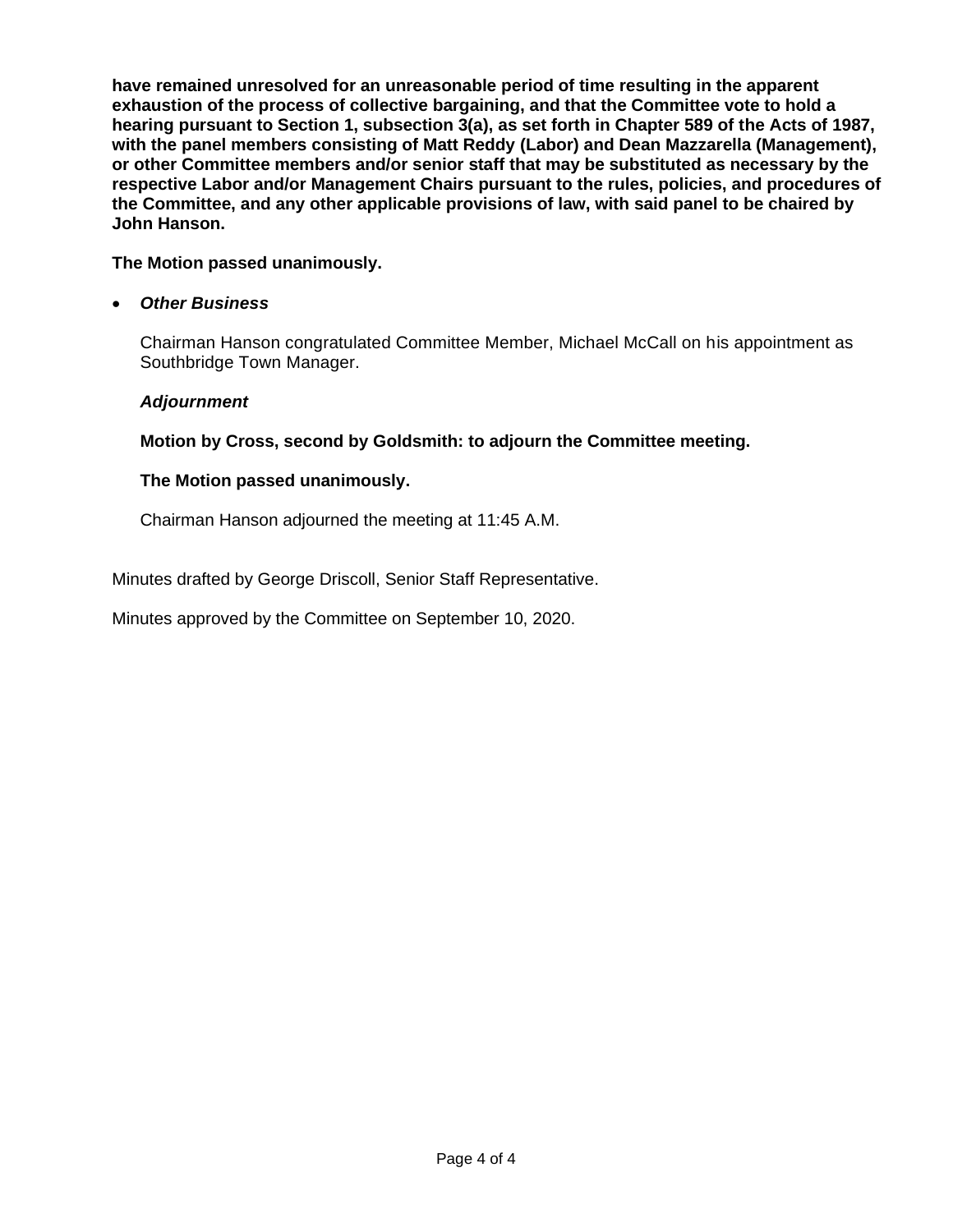**have remained unresolved for an unreasonable period of time resulting in the apparent exhaustion of the process of collective bargaining, and that the Committee vote to hold a hearing pursuant to Section 1, subsection 3(a), as set forth in Chapter 589 of the Acts of 1987, with the panel members consisting of Matt Reddy (Labor) and Dean Mazzarella (Management), or other Committee members and/or senior staff that may be substituted as necessary by the respective Labor and/or Management Chairs pursuant to the rules, policies, and procedures of the Committee, and any other applicable provisions of law, with said panel to be chaired by John Hanson.**

**The Motion passed unanimously.**

- ***Other Business***

  Chairman Hanson congratulated Committee Member, Michael McCall on his appointment as Southbridge Town Manager.

  ***Adjournment***

  **Motion by Cross, second by Goldsmith: to adjourn the Committee meeting.**

  **The Motion passed unanimously.**

  Chairman Hanson adjourned the meeting at 11:45 A.M.

Minutes drafted by George Driscoll, Senior Staff Representative.

Minutes approved by the Committee on September 10, 2020.